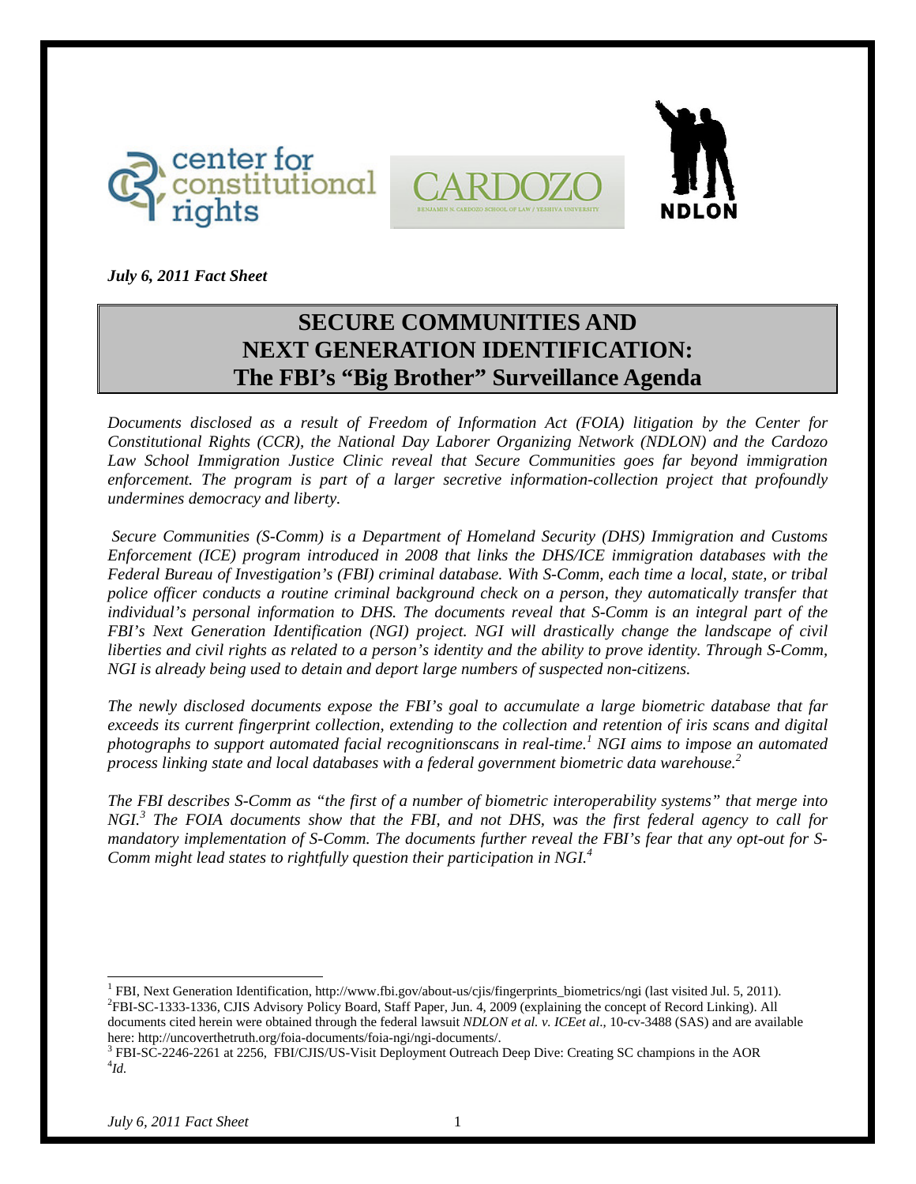*July 6, 2011 Fact Sheet*

# SECURE COMMUNITIES AND NEXT GENERATION IDENTIFICATION: The FBI's "Big Brother" Surveillance Agenda

*Documents disclosed as a result of Freedom of Information Act (FOIA) litigation by the Center for Constitutional Rights (CCR), the National Day Laborer Organizing Network (NDLON) and the Cardozo Law School Immigration Justice Clinic reveal that Secure Communities goes far beyond immigration enforcement. The program is part of a larger secretive information-collection project that profoundly undermines democracy and liberty.*

*Secure Communities (S-Comm) is a Department of Homeland Security (DHS) Immigration and Customs Enforcement (ICE) program introduced in 2008 that links the DHS/ICE immigration databases with the Federal Bureau of Investigation's (FBI) criminal database. With S-Comm, each time a local, state, or tribal police officer conducts a routine criminal background check on a person, they automatically transfer that individual's personal information to DHS. The documents reveal that S-Comm is an integral part of the FBI's Next Generation Identification (NGI) project. NGI will drastically change the landscape of civil liberties and civil rights as related to a person's identity and the ability to prove identity. Through S-Comm, NGI is already being used to detain and deport large numbers of suspected non-citizens.*

*The newly disclosed documents expose the FBI's goal to accumulate a large biometric database that far exceeds its current fingerprint collection, extending to the collection and retention of iris scans and digital photographs to support automated facial recognitionscans in real-time.[1] NGI aims to impose an automated process linking state and local databases with a federal government biometric data warehouse.[2]*

*The FBI describes S-Comm as "the first of a number of biometric interoperability systems" that merge into NGI.[3] The FOIA documents show that the FBI, and not DHS, was the first federal agency to call for mandatory implementation of S-Comm. The documents further reveal the FBI's fear that any opt-out for S-Comm might lead states to rightfully question their participation in NGI.[4]*

---

[1] FBI, Next Generation Identification, http://www.fbi.gov/about-us/cjis/fingerprints_biometrics/ngi (last visited Jul. 5, 2011).

[2] FBI-SC-1333-1336, CJIS Advisory Policy Board, Staff Paper, Jun. 4, 2009 (explaining the concept of Record Linking). All documents cited herein were obtained through the federal lawsuit *NDLON et al. v. ICEet al*., 10-cv-3488 (SAS) and are available here: http://uncoverthetruth.org/foia-documents/foia-ngi/ngi-documents/.

[3] FBI-SC-2246-2261 at 2256, FBI/CJIS/US-Visit Deployment Outreach Deep Dive: Creating SC champions in the AOR

[4] *Id.*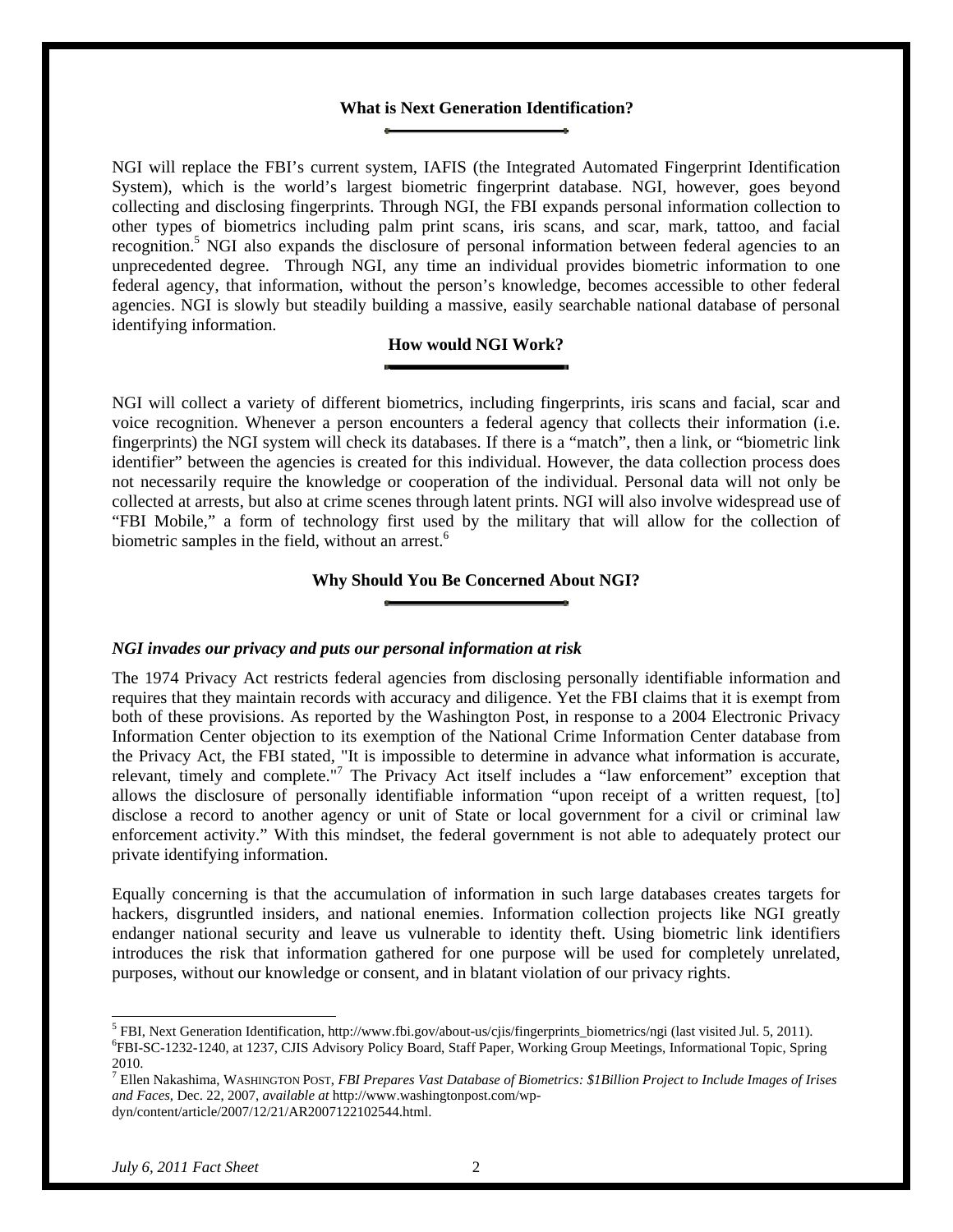## What is Next Generation Identification?

NGI will replace the FBI's current system, IAFIS (the Integrated Automated Fingerprint Identification System), which is the world's largest biometric fingerprint database. NGI, however, goes beyond collecting and disclosing fingerprints. Through NGI, the FBI expands personal information collection to other types of biometrics including palm print scans, iris scans, and scar, mark, tattoo, and facial recognition.[5] NGI also expands the disclosure of personal information between federal agencies to an unprecedented degree. Through NGI, any time an individual provides biometric information to one federal agency, that information, without the person's knowledge, becomes accessible to other federal agencies. NGI is slowly but steadily building a massive, easily searchable national database of personal identifying information.

## How would NGI Work?

NGI will collect a variety of different biometrics, including fingerprints, iris scans and facial, scar and voice recognition. Whenever a person encounters a federal agency that collects their information (i.e. fingerprints) the NGI system will check its databases. If there is a "match", then a link, or "biometric link identifier" between the agencies is created for this individual. However, the data collection process does not necessarily require the knowledge or cooperation of the individual. Personal data will not only be collected at arrests, but also at crime scenes through latent prints. NGI will also involve widespread use of "FBI Mobile," a form of technology first used by the military that will allow for the collection of biometric samples in the field, without an arrest.[6]

## Why Should You Be Concerned About NGI?

### *NGI invades our privacy and puts our personal information at risk*

The 1974 Privacy Act restricts federal agencies from disclosing personally identifiable information and requires that they maintain records with accuracy and diligence. Yet the FBI claims that it is exempt from both of these provisions. As reported by the Washington Post, in response to a 2004 Electronic Privacy Information Center objection to its exemption of the National Crime Information Center database from the Privacy Act, the FBI stated, "It is impossible to determine in advance what information is accurate, relevant, timely and complete."[7] The Privacy Act itself includes a "law enforcement" exception that allows the disclosure of personally identifiable information "upon receipt of a written request, [to] disclose a record to another agency or unit of State or local government for a civil or criminal law enforcement activity." With this mindset, the federal government is not able to adequately protect our private identifying information.

Equally concerning is that the accumulation of information in such large databases creates targets for hackers, disgruntled insiders, and national enemies. Information collection projects like NGI greatly endanger national security and leave us vulnerable to identity theft. Using biometric link identifiers introduces the risk that information gathered for one purpose will be used for completely unrelated, purposes, without our knowledge or consent, and in blatant violation of our privacy rights.

---

[5] FBI, Next Generation Identification, http://www.fbi.gov/about-us/cjis/fingerprints_biometrics/ngi (last visited Jul. 5, 2011).

[6] FBI-SC-1232-1240, at 1237, CJIS Advisory Policy Board, Staff Paper, Working Group Meetings, Informational Topic, Spring 2010.

[7] Ellen Nakashima, WASHINGTON POST, *FBI Prepares Vast Database of Biometrics: $1Billion Project to Include Images of Irises and Faces*, Dec. 22, 2007, *available at* http://www.washingtonpost.com/wp-dyn/content/article/2007/12/21/AR2007122102544.html.

*July 6, 2011 Fact Sheet*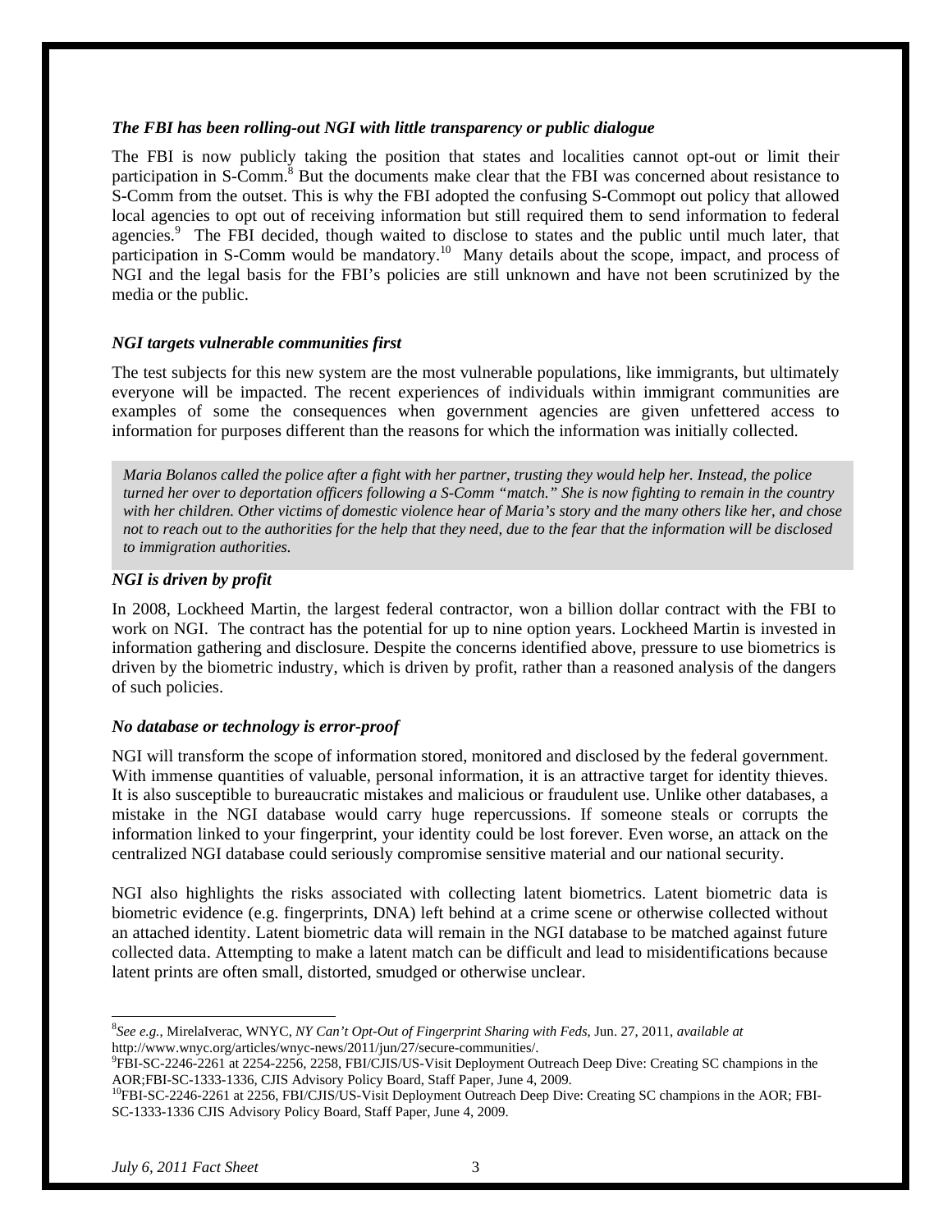***The FBI has been rolling-out NGI with little transparency or public dialogue***

The FBI is now publicly taking the position that states and localities cannot opt-out or limit their participation in S-Comm.[8] But the documents make clear that the FBI was concerned about resistance to S-Comm from the outset. This is why the FBI adopted the confusing S-Commopt out policy that allowed local agencies to opt out of receiving information but still required them to send information to federal agencies.[9] The FBI decided, though waited to disclose to states and the public until much later, that participation in S-Comm would be mandatory.[10] Many details about the scope, impact, and process of NGI and the legal basis for the FBI's policies are still unknown and have not been scrutinized by the media or the public.

***NGI targets vulnerable communities first***

The test subjects for this new system are the most vulnerable populations, like immigrants, but ultimately everyone will be impacted. The recent experiences of individuals within immigrant communities are examples of some the consequences when government agencies are given unfettered access to information for purposes different than the reasons for which the information was initially collected.

> *Maria Bolanos called the police after a fight with her partner, trusting they would help her. Instead, the police turned her over to deportation officers following a S-Comm "match." She is now fighting to remain in the country with her children. Other victims of domestic violence hear of Maria's story and the many others like her, and chose not to reach out to the authorities for the help that they need, due to the fear that the information will be disclosed to immigration authorities.*

***NGI is driven by profit***

In 2008, Lockheed Martin, the largest federal contractor, won a billion dollar contract with the FBI to work on NGI. The contract has the potential for up to nine option years. Lockheed Martin is invested in information gathering and disclosure. Despite the concerns identified above, pressure to use biometrics is driven by the biometric industry, which is driven by profit, rather than a reasoned analysis of the dangers of such policies.

***No database or technology is error-proof***

NGI will transform the scope of information stored, monitored and disclosed by the federal government. With immense quantities of valuable, personal information, it is an attractive target for identity thieves. It is also susceptible to bureaucratic mistakes and malicious or fraudulent use. Unlike other databases, a mistake in the NGI database would carry huge repercussions. If someone steals or corrupts the information linked to your fingerprint, your identity could be lost forever. Even worse, an attack on the centralized NGI database could seriously compromise sensitive material and our national security.

NGI also highlights the risks associated with collecting latent biometrics. Latent biometric data is biometric evidence (e.g. fingerprints, DNA) left behind at a crime scene or otherwise collected without an attached identity. Latent biometric data will remain in the NGI database to be matched against future collected data. Attempting to make a latent match can be difficult and lead to misidentifications because latent prints are often small, distorted, smudged or otherwise unclear.

---

[8] *See e.g.*, MirelaIverac, WNYC, *NY Can't Opt-Out of Fingerprint Sharing with Feds*, Jun. 27, 2011, *available at* http://www.wnyc.org/articles/wnyc-news/2011/jun/27/secure-communities/.

[9] FBI-SC-2246-2261 at 2254-2256, 2258, FBI/CJIS/US-Visit Deployment Outreach Deep Dive: Creating SC champions in the AOR;FBI-SC-1333-1336, CJIS Advisory Policy Board, Staff Paper, June 4, 2009.

[10] FBI-SC-2246-2261 at 2256, FBI/CJIS/US-Visit Deployment Outreach Deep Dive: Creating SC champions in the AOR; FBI-SC-1333-1336 CJIS Advisory Policy Board, Staff Paper, June 4, 2009.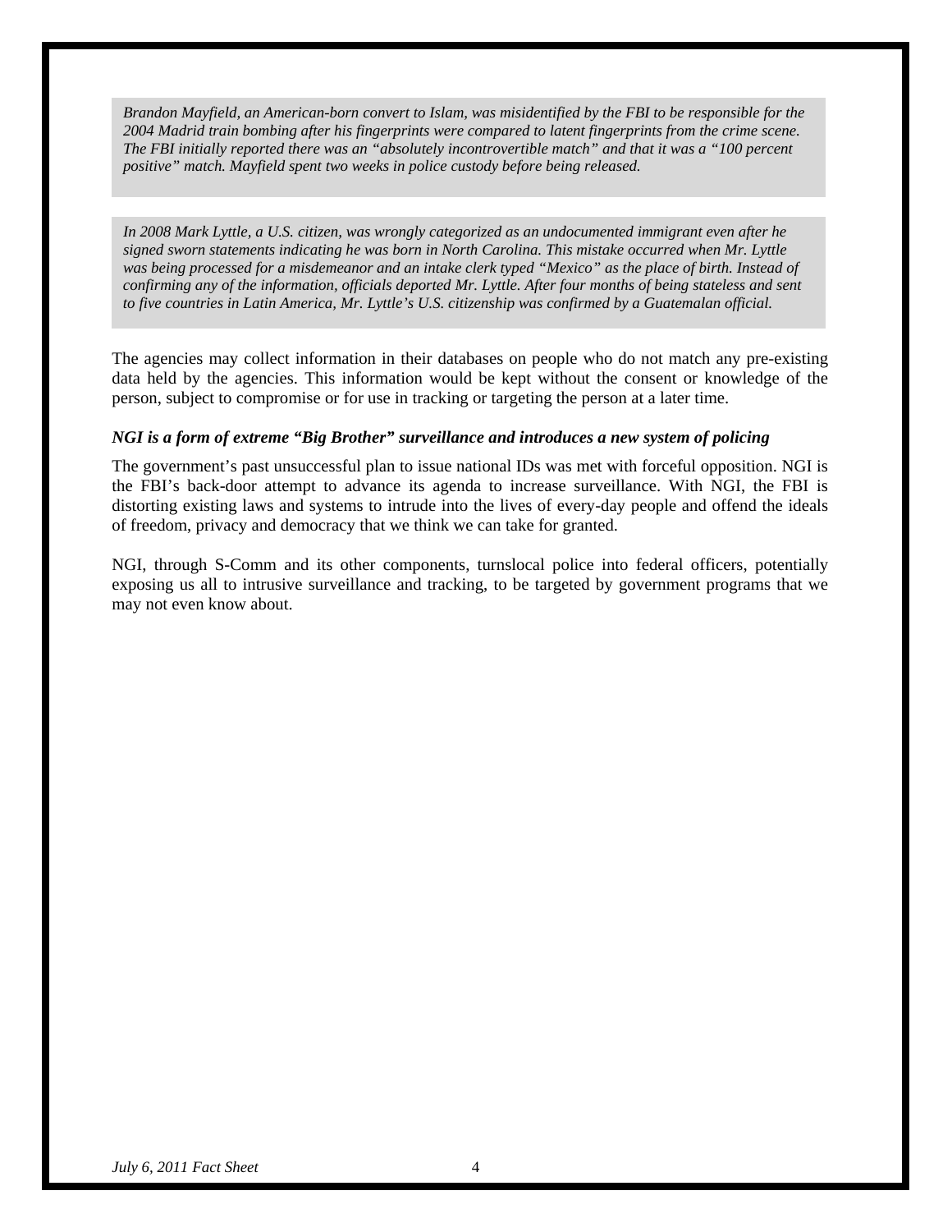*Brandon Mayfield, an American-born convert to Islam, was misidentified by the FBI to be responsible for the 2004 Madrid train bombing after his fingerprints were compared to latent fingerprints from the crime scene. The FBI initially reported there was an "absolutely incontrovertible match" and that it was a "100 percent positive" match. Mayfield spent two weeks in police custody before being released.*

*In 2008 Mark Lyttle, a U.S. citizen, was wrongly categorized as an undocumented immigrant even after he signed sworn statements indicating he was born in North Carolina. This mistake occurred when Mr. Lyttle was being processed for a misdemeanor and an intake clerk typed "Mexico" as the place of birth. Instead of confirming any of the information, officials deported Mr. Lyttle. After four months of being stateless and sent to five countries in Latin America, Mr. Lyttle's U.S. citizenship was confirmed by a Guatemalan official.*

The agencies may collect information in their databases on people who do not match any pre-existing data held by the agencies. This information would be kept without the consent or knowledge of the person, subject to compromise or for use in tracking or targeting the person at a later time.

***NGI is a form of extreme "Big Brother" surveillance and introduces a new system of policing***

The government's past unsuccessful plan to issue national IDs was met with forceful opposition. NGI is the FBI's back-door attempt to advance its agenda to increase surveillance. With NGI, the FBI is distorting existing laws and systems to intrude into the lives of every-day people and offend the ideals of freedom, privacy and democracy that we think we can take for granted.

NGI, through S-Comm and its other components, turnslocal police into federal officers, potentially exposing us all to intrusive surveillance and tracking, to be targeted by government programs that we may not even know about.